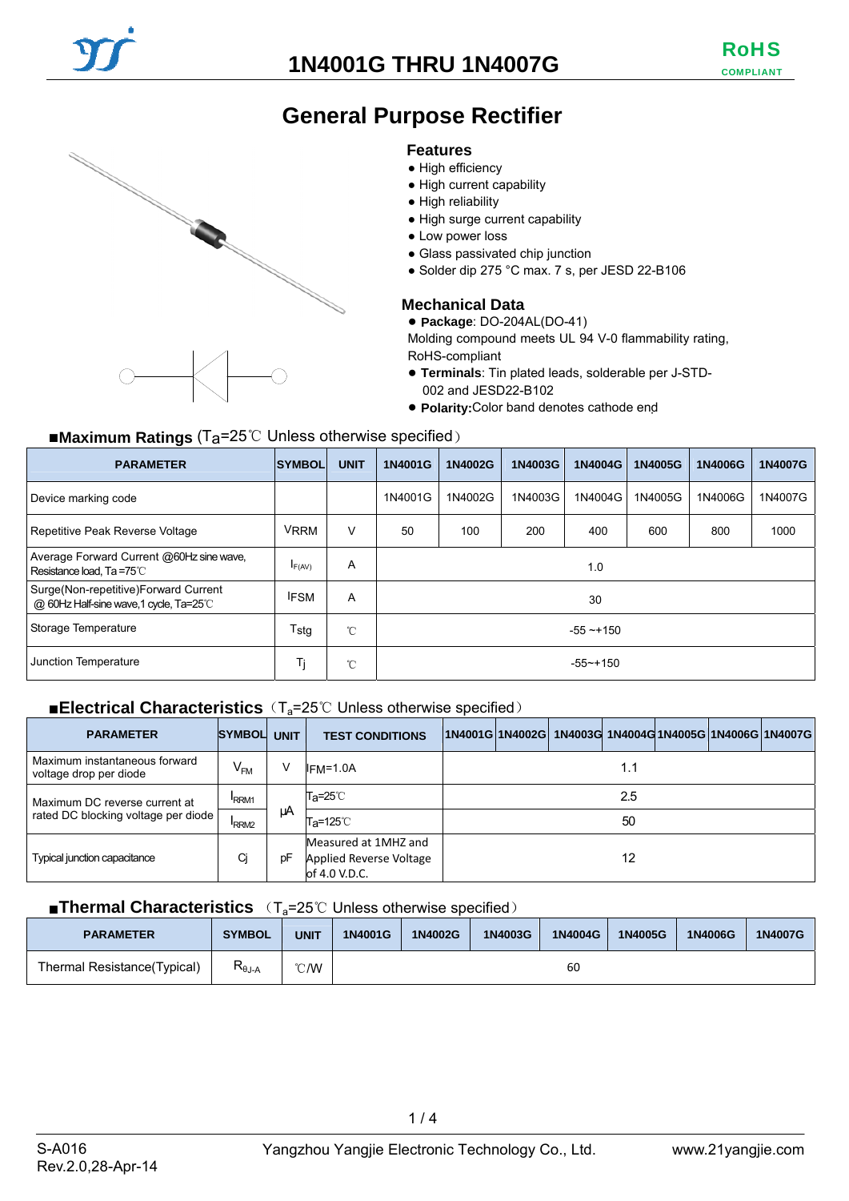# 1N4001G THRU 1N4007G

RoHS COMPLIANT

## General Purpose Rectifier

### Features

- High efficiency
- High current capability
- High reliability
- High surge current capability
- Low power loss
- Glass passivated chip junction
- Solder dip 275 °C max. 7 s, per JESD 22-B106

### Mechanical Data

- **Package**: DO-204AL(DO-41)

Molding compound meets UL 94 V-0 flammability rating, RoHS-compliant

- **Terminals**: Tin plated leads, solderable per J-STD-002 and JESD22-B102
- **Polarity:** Color band denotes cathode end

### ■Maximum Ratings ($T_a$=25℃ Unless otherwise specified)

| PARAMETER | SYMBOL | UNIT | 1N4001G | 1N4002G | 1N4003G | 1N4004G | 1N4005G | 1N4006G | 1N4007G |
|---|---|---|---|---|---|---|---|---|---|
| Device marking code | | | 1N4001G | 1N4002G | 1N4003G | 1N4004G | 1N4005G | 1N4006G | 1N4007G |
| Repetitive Peak Reverse Voltage | VRRM | V | 50 | 100 | 200 | 400 | 600 | 800 | 1000 |
| Average Forward Current @60Hz sine wave, Resistance load, Ta =75℃ | $I_{F(AV)}$ | A | 1.0 | | | | | | |
| Surge(Non-repetitive)Forward Current @ 60Hz Half-sine wave,1 cycle, Ta=25℃ | IFSM | A | 30 | | | | | | |
| Storage Temperature | Tstg | ℃ | -55 ~+150 | | | | | | |
| Junction Temperature | $T_j$ | ℃ | -55~+150 | | | | | | |

### ■Electrical Characteristics ($T_a$=25℃ Unless otherwise specified)

| PARAMETER | SYMBOL | UNIT | TEST CONDITIONS | 1N4001G | 1N4002G | 1N4003G | 1N4004G | 1N4005G | 1N4006G | 1N4007G |
|---|---|---|---|---|---|---|---|---|---|---|
| Maximum instantaneous forward voltage drop per diode | $V_{FM}$ | V | IFM=1.0A | 1.1 | | | | | | |
| Maximum DC reverse current at rated DC blocking voltage per diode | $I_{RRM1}$ | μA | Ta=25℃ | 2.5 | | | | | | |
| | $I_{RRM2}$ | | Ta=125℃ | 50 | | | | | | |
| Typical junction capacitance | Cj | pF | Measured at 1MHZ and Applied Reverse Voltage of 4.0 V.D.C. | 12 | | | | | | |

### ■Thermal Characteristics ($T_a$=25℃ Unless otherwise specified)

| PARAMETER | SYMBOL | UNIT | 1N4001G | 1N4002G | 1N4003G | 1N4004G | 1N4005G | 1N4006G | 1N4007G |
|---|---|---|---|---|---|---|---|---|---|
| Thermal Resistance(Typical) | $R_{θJ-A}$ | ℃/W | 60 | | | | | | |

S-A016
Rev.2.0,28-Apr-14

Yangzhou Yangjie Electronic Technology Co., Ltd.

www.21yangjie.com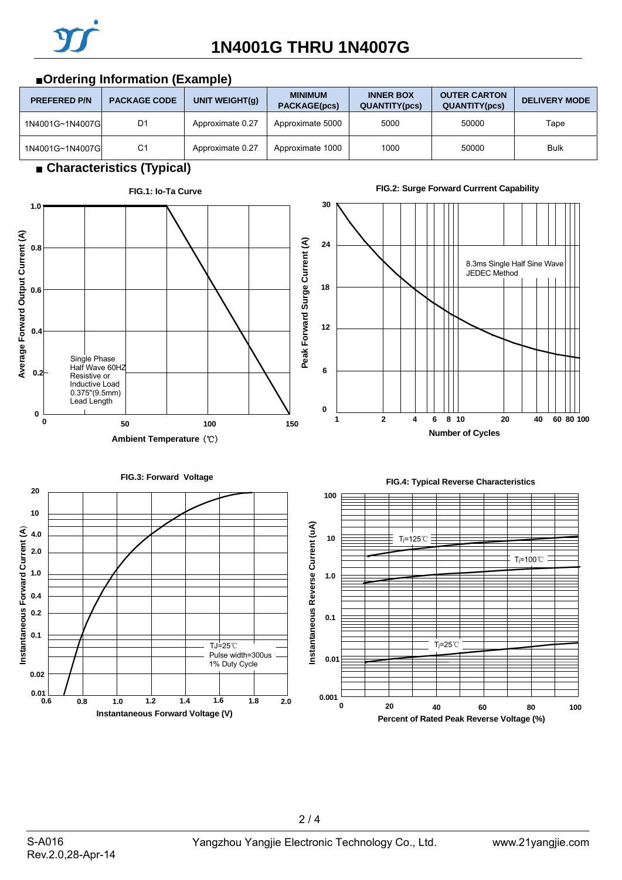## Ordering Information (Example)

| PREFERED P/N | PACKAGE CODE | UNIT WEIGHT(g) | MINIMUM PACKAGE(pcs) | INNER BOX QUANTITY(pcs) | OUTER CARTON QUANTITY(pcs) | DELIVERY MODE |
|---|---|---|---|---|---|---|
| 1N4001G~1N4007G | D1 | Approximate 0.27 | Approximate 5000 | 5000 | 50000 | Tape |
| 1N4001G~1N4007G | C1 | Approximate 0.27 | Approximate 1000 | 1000 | 50000 | Bulk |

## Characteristics (Typical)

FIG.1: Io-Ta Curve

Average Forward Output Current (A) vs. Ambient Temperature (℃)

Single Phase Half Wave 60HZ Resistive or Inductive Load 0.375"(9.5mm) Lead Length

FIG.2: Surge Forward Currrent Capability

Peak Forward Surge Current (A) vs. Number of Cycles

8.3ms Single Half Sine Wave JEDEC Method

FIG.3: Forward Voltage

Instantaneous Forward Current (A) vs. Instantaneous Forward Voltage (V)

TJ=25℃ Pulse width=300us 1% Duty Cycle

FIG.4: Typical Reverse Characteristics

Instantaneous Reverse Current (uA) vs. Percent of Rated Peak Reverse Voltage (%)

$T_j$=125℃, $T_j$=100℃, $T_j$=25℃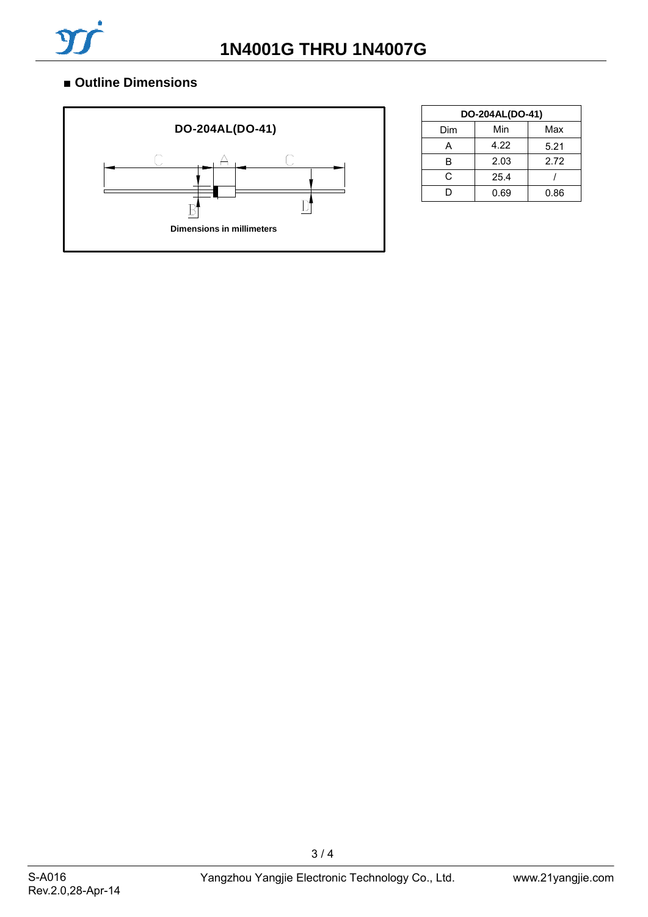## ■ Outline Dimensions

**DO-204AL(DO-41)**

Dimensions in millimeters

| DO-204AL(DO-41) | | |
|---|---|---|
| Dim | Min | Max |
| A | 4.22 | 5.21 |
| B | 2.03 | 2.72 |
| C | 25.4 | / |
| D | 0.69 | 0.86 |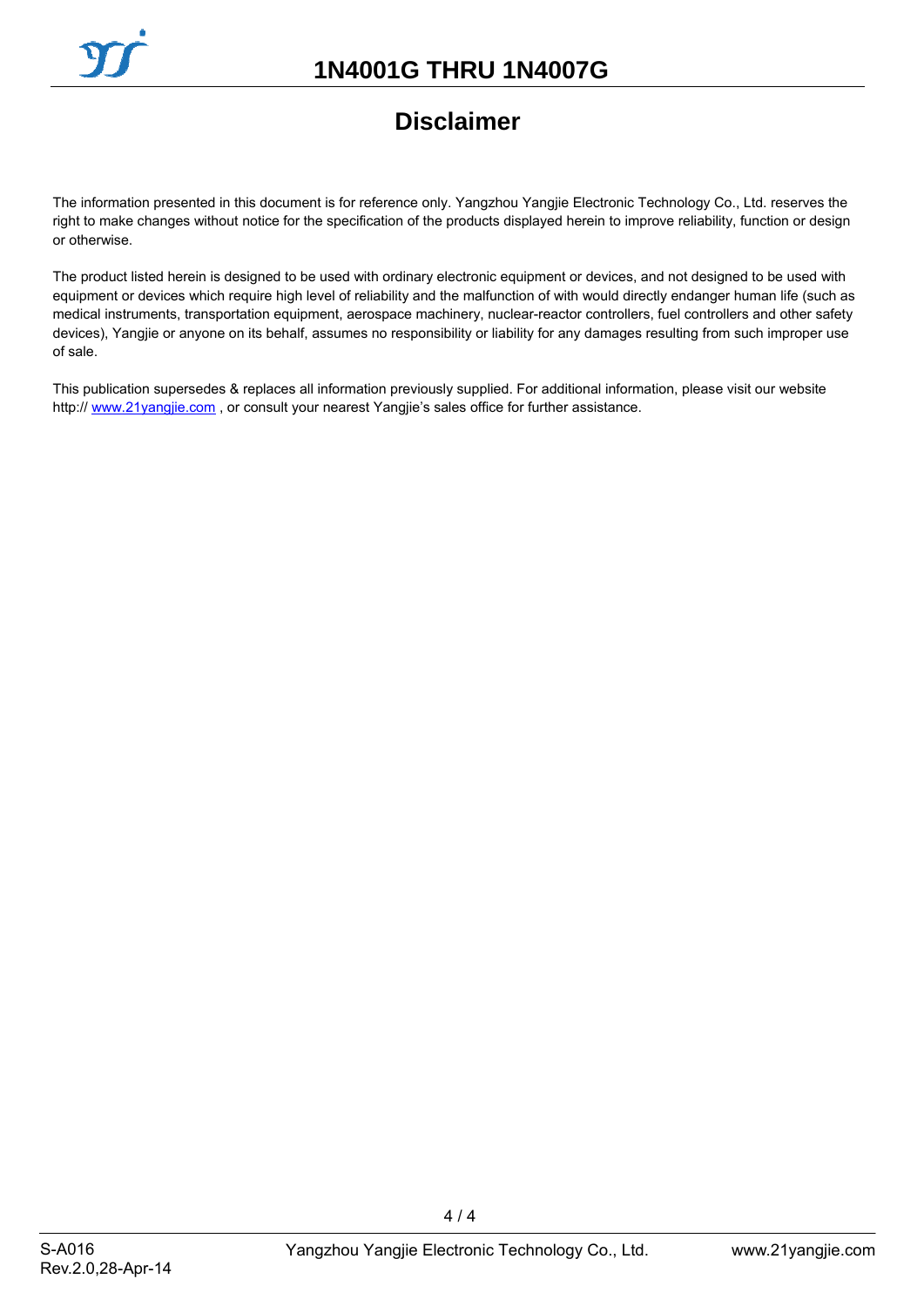# Disclaimer

The information presented in this document is for reference only. Yangzhou Yangjie Electronic Technology Co., Ltd. reserves the right to make changes without notice for the specification of the products displayed herein to improve reliability, function or design or otherwise.

The product listed herein is designed to be used with ordinary electronic equipment or devices, and not designed to be used with equipment or devices which require high level of reliability and the malfunction of with would directly endanger human life (such as medical instruments, transportation equipment, aerospace machinery, nuclear-reactor controllers, fuel controllers and other safety devices), Yangjie or anyone on its behalf, assumes no responsibility or liability for any damages resulting from such improper use of sale.

This publication supersedes & replaces all information previously supplied. For additional information, please visit our website http:// www.21yangjie.com , or consult your nearest Yangjie's sales office for further assistance.